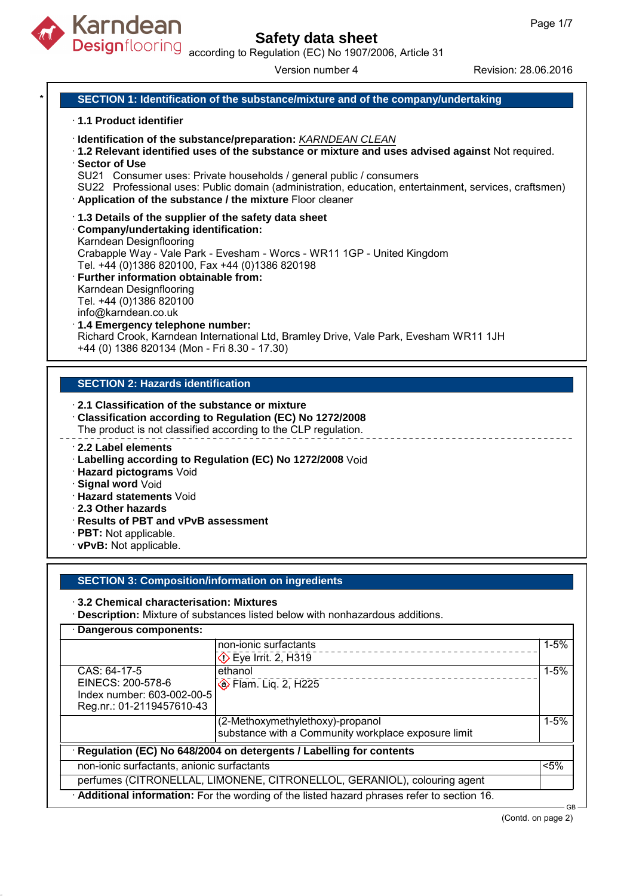# Safety data sheet

according to Regulation (EC) No 1907/2006, Article 31

Version number 4 Revision: 28.06.2016

## SECTION 1: Identification of the substance/mixture and of the company/undertaking

· **1.1 Product identifier**

· **Identification of the substance/preparation:** *KARNDEAN CLEAN*

· **1.2 Relevant identified uses of the substance or mixture and uses advised against** Not required.

· **Sector of Use**
SU21 Consumer uses: Private households / general public / consumers
SU22 Professional uses: Public domain (administration, education, entertainment, services, craftsmen)

· **Application of the substance / the mixture** Floor cleaner

· **1.3 Details of the supplier of the safety data sheet**

· **Company/undertaking identification:**
Karndean Designflooring
Crabapple Way - Vale Park - Evesham - Worcs - WR11 1GP - United Kingdom
Tel. +44 (0)1386 820100, Fax +44 (0)1386 820198

· **Further information obtainable from:**
Karndean Designflooring
Tel. +44 (0)1386 820100
info@karndean.co.uk

· **1.4 Emergency telephone number:**
Richard Crook, Karndean International Ltd, Bramley Drive, Vale Park, Evesham WR11 1JH
+44 (0) 1386 820134 (Mon - Fri 8.30 - 17.30)

## SECTION 2: Hazards identification

· **2.1 Classification of the substance or mixture**

· **Classification according to Regulation (EC) No 1272/2008**
The product is not classified according to the CLP regulation.

· **2.2 Label elements**

· **Labelling according to Regulation (EC) No 1272/2008** Void

· **Hazard pictograms** Void

· **Signal word** Void

· **Hazard statements** Void

· **2.3 Other hazards**

· **Results of PBT and vPvB assessment**

· **PBT:** Not applicable.

· **vPvB:** Not applicable.

## SECTION 3: Composition/information on ingredients

· **3.2 Chemical characterisation: Mixtures**

· **Description:** Mixture of substances listed below with nonhazardous additions.

· **Dangerous components:**

| | | |
|---|---|---|
| | non-ionic surfactants<br>Eye Irrit. 2, H319 | 1-5% |
| CAS: 64-17-5<br>EINECS: 200-578-6<br>Index number: 603-002-00-5<br>Reg.nr.: 01-2119457610-43 | ethanol<br>Flam. Liq. 2, H225 | 1-5% |
| | (2-Methoxymethylethoxy)-propanol<br>substance with a Community workplace exposure limit | 1-5% |

· **Regulation (EC) No 648/2004 on detergents / Labelling for contents**

| | |
|---|---|
| non-ionic surfactants, anionic surfactants | <5% |
| perfumes (CITRONELLAL, LIMONENE, CITRONELLOL, GERANIOL), colouring agent | |

· **Additional information:** For the wording of the listed hazard phrases refer to section 16.

(Contd. on page 2)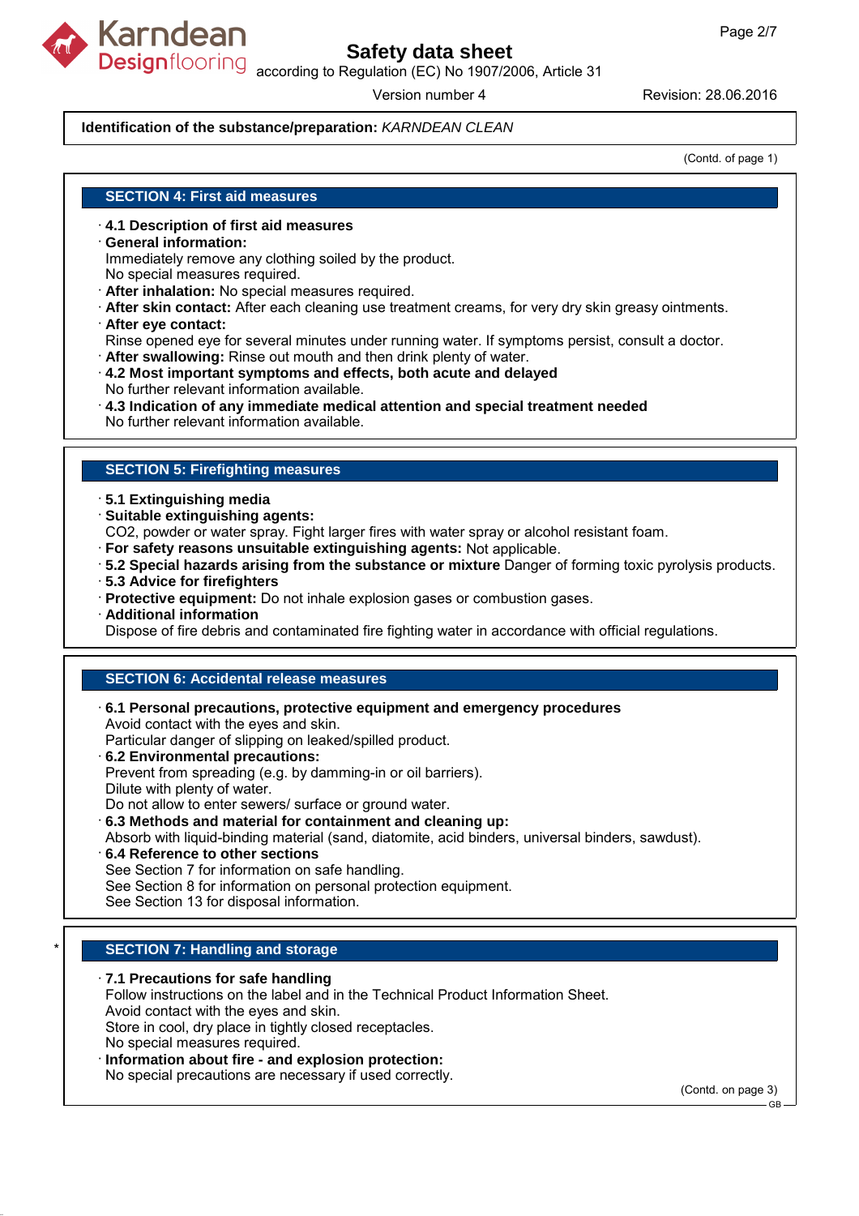**Identification of the substance/preparation:** *KARNDEAN CLEAN*

(Contd. of page 1)

## SECTION 4: First aid measures

- **4.1 Description of first aid measures**
- **General information:**
  Immediately remove any clothing soiled by the product.
  No special measures required.
- **After inhalation:** No special measures required.
- **After skin contact:** After each cleaning use treatment creams, for very dry skin greasy ointments.
- **After eye contact:**
  Rinse opened eye for several minutes under running water. If symptoms persist, consult a doctor.
- **After swallowing:** Rinse out mouth and then drink plenty of water.
- **4.2 Most important symptoms and effects, both acute and delayed**
  No further relevant information available.
- **4.3 Indication of any immediate medical attention and special treatment needed**
  No further relevant information available.

## SECTION 5: Firefighting measures

- **5.1 Extinguishing media**
- **Suitable extinguishing agents:**
  $CO_2$, powder or water spray. Fight larger fires with water spray or alcohol resistant foam.
- **For safety reasons unsuitable extinguishing agents:** Not applicable.
- **5.2 Special hazards arising from the substance or mixture** Danger of forming toxic pyrolysis products.
- **5.3 Advice for firefighters**
- **Protective equipment:** Do not inhale explosion gases or combustion gases.
- **Additional information**
  Dispose of fire debris and contaminated fire fighting water in accordance with official regulations.

## SECTION 6: Accidental release measures

- **6.1 Personal precautions, protective equipment and emergency procedures**
  Avoid contact with the eyes and skin.
  Particular danger of slipping on leaked/spilled product.
- **6.2 Environmental precautions:**
  Prevent from spreading (e.g. by damming-in or oil barriers).
  Dilute with plenty of water.
  Do not allow to enter sewers/ surface or ground water.
- **6.3 Methods and material for containment and cleaning up:**
  Absorb with liquid-binding material (sand, diatomite, acid binders, universal binders, sawdust).
- **6.4 Reference to other sections**
  See Section 7 for information on safe handling.
  See Section 8 for information on personal protection equipment.
  See Section 13 for disposal information.

## * SECTION 7: Handling and storage

- **7.1 Precautions for safe handling**
  Follow instructions on the label and in the Technical Product Information Sheet.
  Avoid contact with the eyes and skin.
  Store in cool, dry place in tightly closed receptacles.
  No special measures required.
- **Information about fire - and explosion protection:**
  No special precautions are necessary if used correctly.

(Contd. on page 3)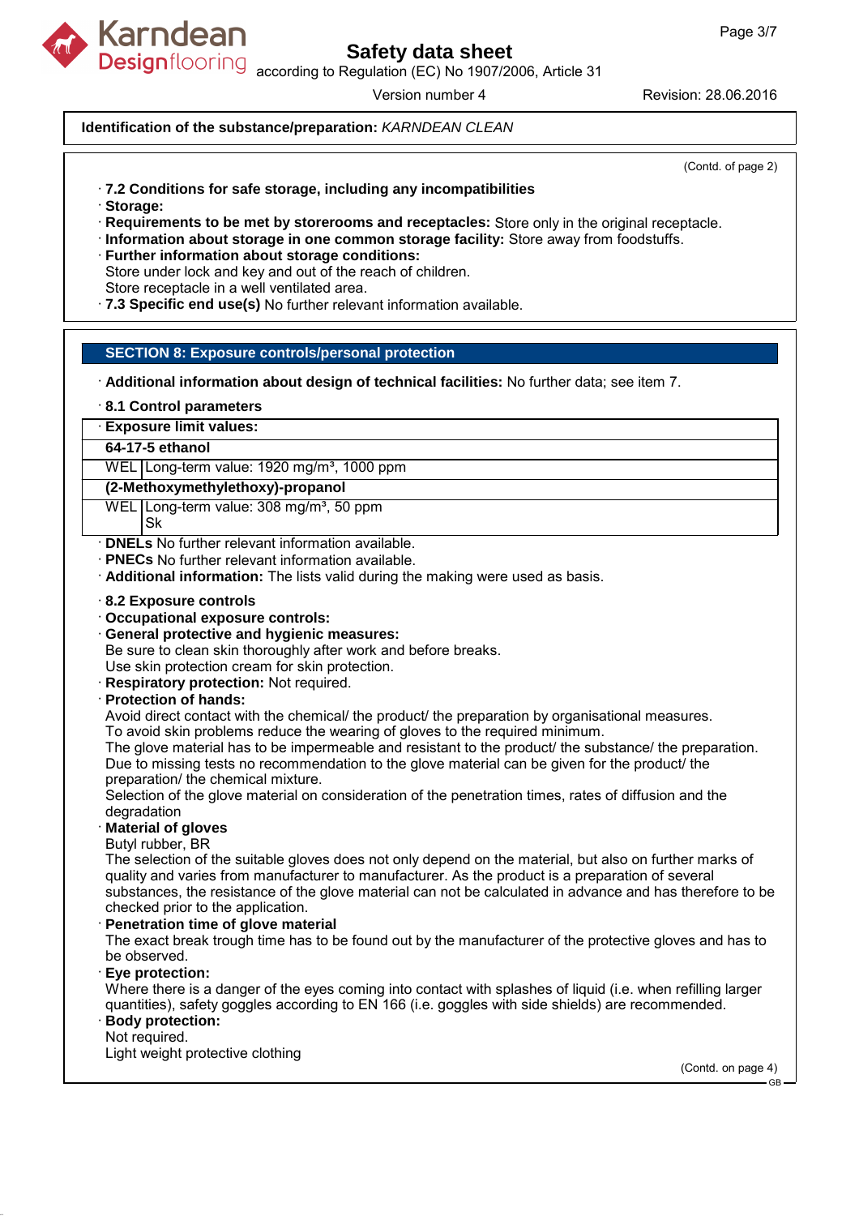**Identification of the substance/preparation:** *KARNDEAN CLEAN*

(Contd. of page 2)

· **7.2 Conditions for safe storage, including any incompatibilities**
· **Storage:**
· **Requirements to be met by storerooms and receptacles:** Store only in the original receptacle.
· **Information about storage in one common storage facility:** Store away from foodstuffs.
· **Further information about storage conditions:**
Store under lock and key and out of the reach of children.
Store receptacle in a well ventilated area.
· **7.3 Specific end use(s)** No further relevant information available.

## SECTION 8: Exposure controls/personal protection

· **Additional information about design of technical facilities:** No further data; see item 7.

· **8.1 Control parameters**

| · **Exposure limit values:** | |
|---|---|
| **64-17-5 ethanol** | |
| WEL | Long-term value: 1920 mg/m³, 1000 ppm |
| **(2-Methoxymethylethoxy)-propanol** | |
| WEL | Long-term value: 308 mg/m³, 50 ppm<br>Sk |

· **DNELs** No further relevant information available.
· **PNECs** No further relevant information available.
· **Additional information:** The lists valid during the making were used as basis.

· **8.2 Exposure controls**
· **Occupational exposure controls:**
· **General protective and hygienic measures:**
Be sure to clean skin thoroughly after work and before breaks.
Use skin protection cream for skin protection.
· **Respiratory protection:** Not required.
· **Protection of hands:**
Avoid direct contact with the chemical/ the product/ the preparation by organisational measures.
To avoid skin problems reduce the wearing of gloves to the required minimum.
The glove material has to be impermeable and resistant to the product/ the substance/ the preparation.
Due to missing tests no recommendation to the glove material can be given for the product/ the preparation/ the chemical mixture.
Selection of the glove material on consideration of the penetration times, rates of diffusion and the degradation
· **Material of gloves**
Butyl rubber, BR
The selection of the suitable gloves does not only depend on the material, but also on further marks of quality and varies from manufacturer to manufacturer. As the product is a preparation of several substances, the resistance of the glove material can not be calculated in advance and has therefore to be checked prior to the application.
· **Penetration time of glove material**
The exact break trough time has to be found out by the manufacturer of the protective gloves and has to be observed.
· **Eye protection:**
Where there is a danger of the eyes coming into contact with splashes of liquid (i.e. when refilling larger quantities), safety goggles according to EN 166 (i.e. goggles with side shields) are recommended.
· **Body protection:**
Not required.
Light weight protective clothing

(Contd. on page 4)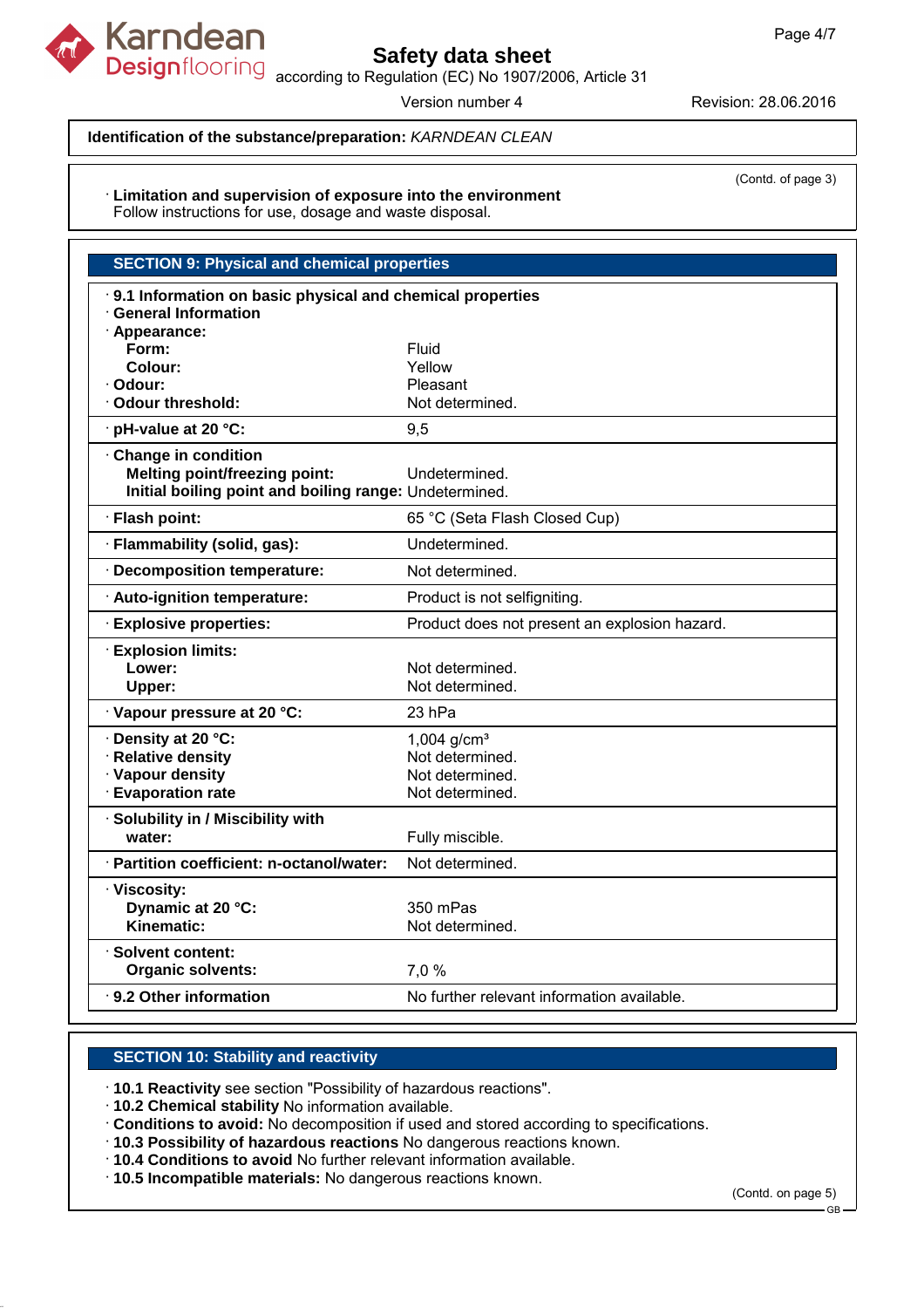**Identification of the substance/preparation:** *KARNDEAN CLEAN*

(Contd. of page 3)

· **Limitation and supervision of exposure into the environment**
Follow instructions for use, dosage and waste disposal.

## SECTION 9: Physical and chemical properties

| · **9.1 Information on basic physical and chemical properties** | |
|---|---|
| · **General Information** | |
| · **Appearance:** | |
| **Form:** | Fluid |
| **Colour:** | Yellow |
| · **Odour:** | Pleasant |
| · **Odour threshold:** | Not determined. |
| · **pH-value at 20 °C:** | 9,5 |
| · **Change in condition** | |
| **Melting point/freezing point:** | Undetermined. |
| **Initial boiling point and boiling range:** | Undetermined. |
| · **Flash point:** | 65 °C (Seta Flash Closed Cup) |
| · **Flammability (solid, gas):** | Undetermined. |
| · **Decomposition temperature:** | Not determined. |
| · **Auto-ignition temperature:** | Product is not selfigniting. |
| · **Explosive properties:** | Product does not present an explosion hazard. |
| · **Explosion limits:** | |
| **Lower:** | Not determined. |
| **Upper:** | Not determined. |
| · **Vapour pressure at 20 °C:** | 23 hPa |
| · **Density at 20 °C:** | 1,004 g/cm³ |
| · **Relative density** | Not determined. |
| · **Vapour density** | Not determined. |
| · **Evaporation rate** | Not determined. |
| · **Solubility in / Miscibility with water:** | Fully miscible. |
| · **Partition coefficient: n-octanol/water:** | Not determined. |
| · **Viscosity:** | |
| **Dynamic at 20 °C:** | 350 mPas |
| **Kinematic:** | Not determined. |
| · **Solvent content:** | |
| **Organic solvents:** | 7,0 % |
| · **9.2 Other information** | No further relevant information available. |

## SECTION 10: Stability and reactivity

· **10.1 Reactivity** see section "Possibility of hazardous reactions".
· **10.2 Chemical stability** No information available.
· **Conditions to avoid:** No decomposition if used and stored according to specifications.
· **10.3 Possibility of hazardous reactions** No dangerous reactions known.
· **10.4 Conditions to avoid** No further relevant information available.
· **10.5 Incompatible materials:** No dangerous reactions known.

(Contd. on page 5)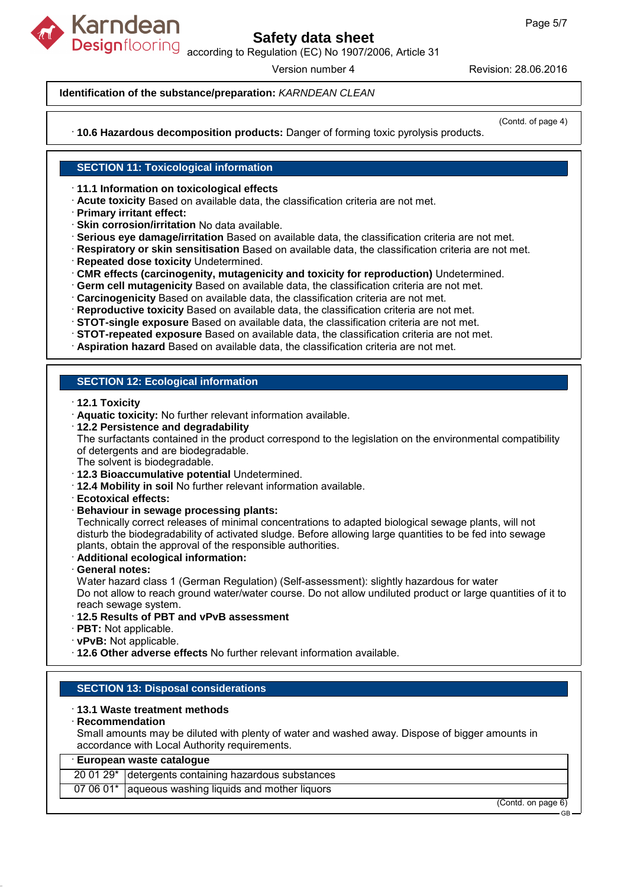**Identification of the substance/preparation:** *KARNDEAN CLEAN*

(Contd. of page 4)

· **10.6 Hazardous decomposition products:** Danger of forming toxic pyrolysis products.

## SECTION 11: Toxicological information

· **11.1 Information on toxicological effects**
· **Acute toxicity** Based on available data, the classification criteria are not met.
· **Primary irritant effect:**
· **Skin corrosion/irritation** No data available.
· **Serious eye damage/irritation** Based on available data, the classification criteria are not met.
· **Respiratory or skin sensitisation** Based on available data, the classification criteria are not met.
· **Repeated dose toxicity** Undetermined.
· **CMR effects (carcinogenity, mutagenicity and toxicity for reproduction)** Undetermined.
· **Germ cell mutagenicity** Based on available data, the classification criteria are not met.
· **Carcinogenicity** Based on available data, the classification criteria are not met.
· **Reproductive toxicity** Based on available data, the classification criteria are not met.
· **STOT-single exposure** Based on available data, the classification criteria are not met.
· **STOT-repeated exposure** Based on available data, the classification criteria are not met.
· **Aspiration hazard** Based on available data, the classification criteria are not met.

## SECTION 12: Ecological information

· **12.1 Toxicity**
· **Aquatic toxicity:** No further relevant information available.
· **12.2 Persistence and degradability**
The surfactants contained in the product correspond to the legislation on the environmental compatibility of detergents and are biodegradable.
The solvent is biodegradable.
· **12.3 Bioaccumulative potential** Undetermined.
· **12.4 Mobility in soil** No further relevant information available.
· **Ecotoxical effects:**
· **Behaviour in sewage processing plants:**
Technically correct releases of minimal concentrations to adapted biological sewage plants, will not disturb the biodegradability of activated sludge. Before allowing large quantities to be fed into sewage plants, obtain the approval of the responsible authorities.
· **Additional ecological information:**
· **General notes:**
Water hazard class 1 (German Regulation) (Self-assessment): slightly hazardous for water
Do not allow to reach ground water/water course. Do not allow undiluted product or large quantities of it to reach sewage system.
· **12.5 Results of PBT and vPvB assessment**
· **PBT:** Not applicable.
· **vPvB:** Not applicable.
· **12.6 Other adverse effects** No further relevant information available.

## SECTION 13: Disposal considerations

· **13.1 Waste treatment methods**
· **Recommendation**
Small amounts may be diluted with plenty of water and washed away. Dispose of bigger amounts in accordance with Local Authority requirements.

| · **European waste catalogue** | |
|---|---|
| 20 01 29* | detergents containing hazardous substances |
| 07 06 01* | aqueous washing liquids and mother liquors |

(Contd. on page 6)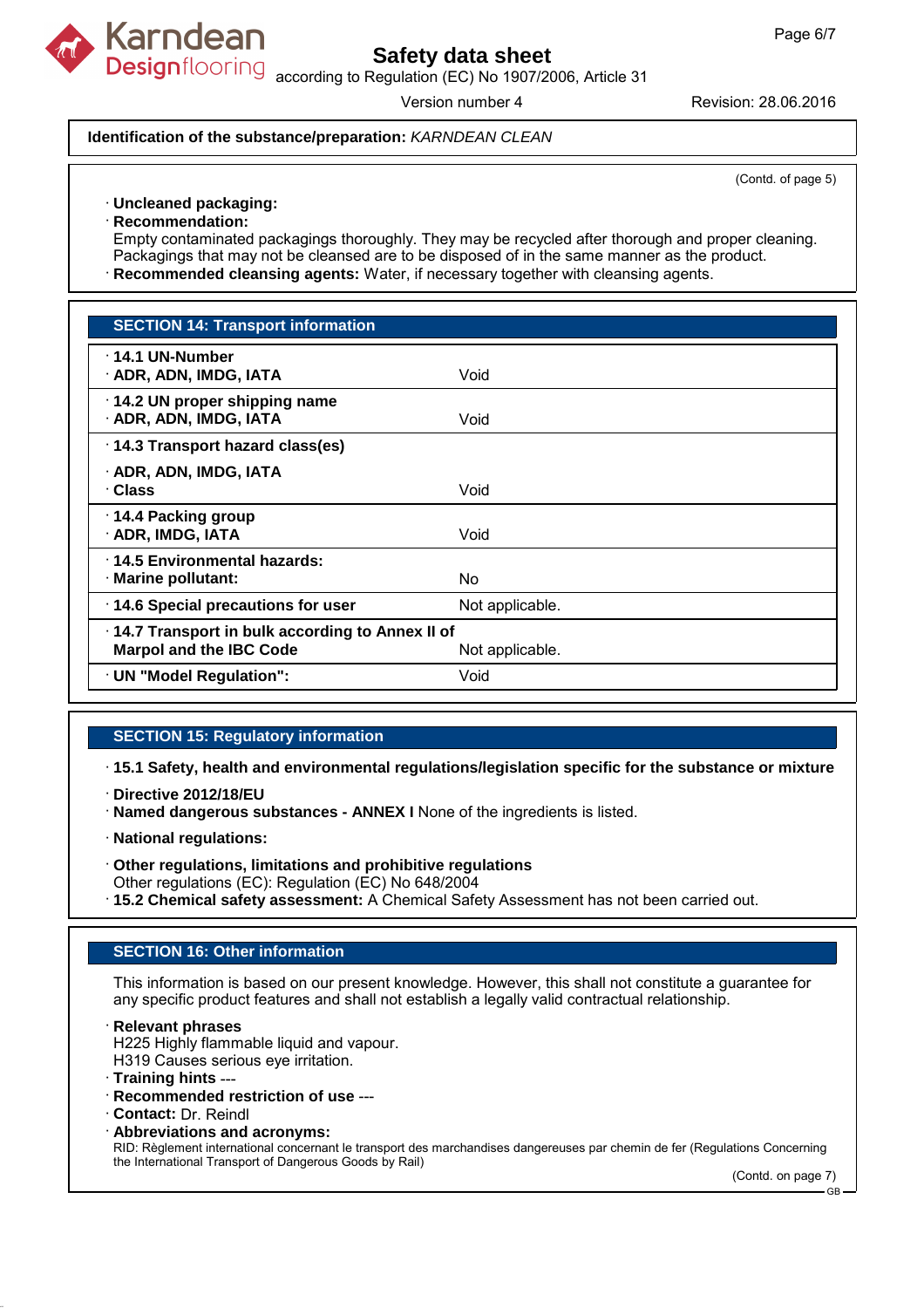**Identification of the substance/preparation:** *KARNDEAN CLEAN*

(Contd. of page 5)

· **Uncleaned packaging:**
· **Recommendation:**
Empty contaminated packagings thoroughly. They may be recycled after thorough and proper cleaning.
Packagings that may not be cleansed are to be disposed of in the same manner as the product.
· **Recommended cleansing agents:** Water, if necessary together with cleansing agents.

## SECTION 14: Transport information

| | |
|---|---|
| · **14.1 UN-Number**<br>· **ADR, ADN, IMDG, IATA** | Void |
| · **14.2 UN proper shipping name**<br>· **ADR, ADN, IMDG, IATA** | Void |
| · **14.3 Transport hazard class(es)**<br>· **ADR, ADN, IMDG, IATA**<br>· **Class** | Void |
| · **14.4 Packing group**<br>· **ADR, IMDG, IATA** | Void |
| · **14.5 Environmental hazards:**<br>· **Marine pollutant:** | No |
| · **14.6 Special precautions for user** | Not applicable. |
| · **14.7 Transport in bulk according to Annex II of Marpol and the IBC Code** | Not applicable. |
| · **UN "Model Regulation":** | Void |

## SECTION 15: Regulatory information

· **15.1 Safety, health and environmental regulations/legislation specific for the substance or mixture**

· **Directive 2012/18/EU**
· **Named dangerous substances - ANNEX I** None of the ingredients is listed.

· **National regulations:**

· **Other regulations, limitations and prohibitive regulations**
Other regulations (EC): Regulation (EC) No 648/2004
· **15.2 Chemical safety assessment:** A Chemical Safety Assessment has not been carried out.

## SECTION 16: Other information

This information is based on our present knowledge. However, this shall not constitute a guarantee for any specific product features and shall not establish a legally valid contractual relationship.

· **Relevant phrases**
H225 Highly flammable liquid and vapour.
H319 Causes serious eye irritation.
· **Training hints** ---
· **Recommended restriction of use** ---
· **Contact:** Dr. Reindl
· **Abbreviations and acronyms:**
RID: Règlement international concernant le transport des marchandises dangereuses par chemin de fer (Regulations Concerning the International Transport of Dangerous Goods by Rail)

(Contd. on page 7)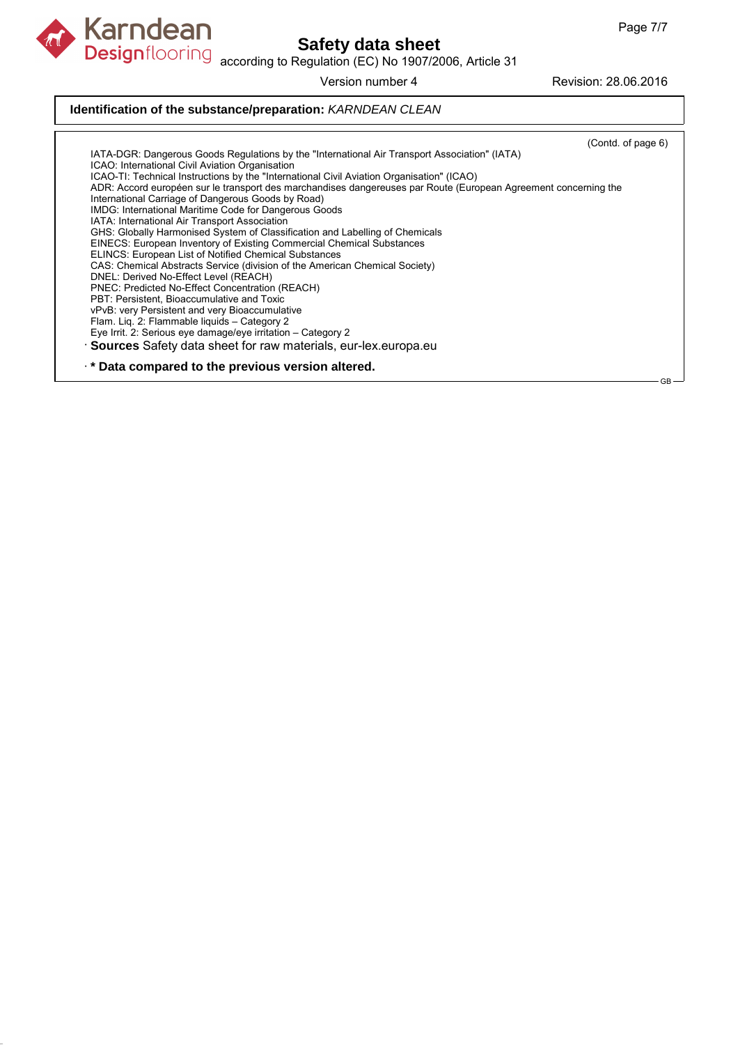**Identification of the substance/preparation:** *KARNDEAN CLEAN*

(Contd. of page 6)

IATA-DGR: Dangerous Goods Regulations by the "International Air Transport Association" (IATA)
ICAO: International Civil Aviation Organisation
ICAO-TI: Technical Instructions by the "International Civil Aviation Organisation" (ICAO)
ADR: Accord européen sur le transport des marchandises dangereuses par Route (European Agreement concerning the International Carriage of Dangerous Goods by Road)
IMDG: International Maritime Code for Dangerous Goods
IATA: International Air Transport Association
GHS: Globally Harmonised System of Classification and Labelling of Chemicals
EINECS: European Inventory of Existing Commercial Chemical Substances
ELINCS: European List of Notified Chemical Substances
CAS: Chemical Abstracts Service (division of the American Chemical Society)
DNEL: Derived No-Effect Level (REACH)
PNEC: Predicted No-Effect Concentration (REACH)
PBT: Persistent, Bioaccumulative and Toxic
vPvB: very Persistent and very Bioaccumulative
Flam. Liq. 2: Flammable liquids – Category 2
Eye Irrit. 2: Serious eye damage/eye irritation – Category 2

· **Sources** Safety data sheet for raw materials, eur-lex.europa.eu

· **\* Data compared to the previous version altered.**

GB